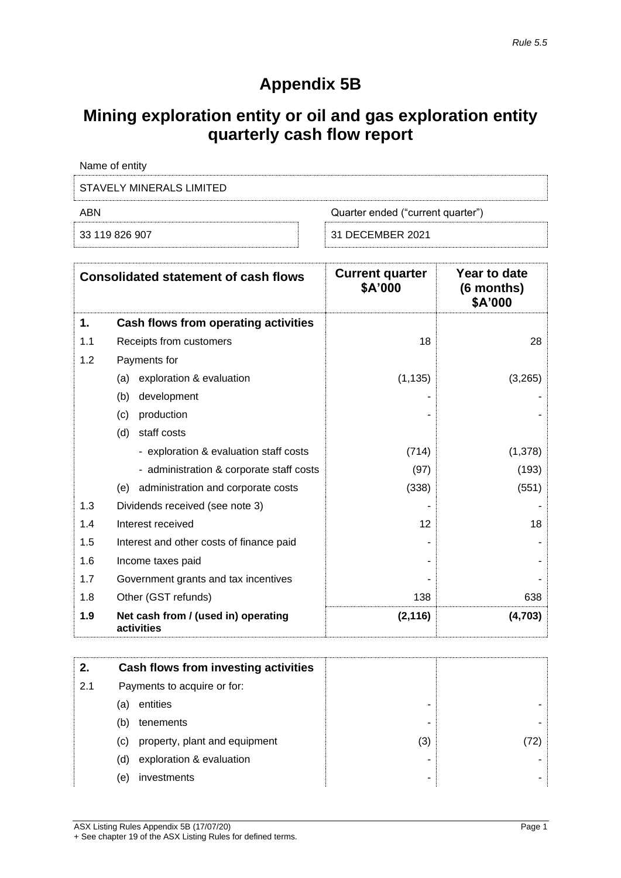*Rule 5.5*

# Appendix 5B

## Mining exploration entity or oil and gas exploration entity quarterly cash flow report

Name of entity

STAVELY MINERALS LIMITED

| ABN | Quarter ended ("current quarter") |
|---|---|
| 33 119 826 907 | 31 DECEMBER 2021 |

| | Consolidated statement of cash flows | Current quarter $A'000 | Year to date (6 months) $A'000 |
|---|---|---|---|
| **1.** | **Cash flows from operating activities** | | |
| 1.1 | Receipts from customers | 18 | 28 |
| 1.2 | Payments for | | |
| | (a) exploration & evaluation | (1,135) | (3,265) |
| | (b) development | - | - |
| | (c) production | - | - |
| | (d) staff costs | | |
| | - exploration & evaluation staff costs | (714) | (1,378) |
| | - administration & corporate staff costs | (97) | (193) |
| | (e) administration and corporate costs | (338) | (551) |
| 1.3 | Dividends received (see note 3) | - | - |
| 1.4 | Interest received | 12 | 18 |
| 1.5 | Interest and other costs of finance paid | - | - |
| 1.6 | Income taxes paid | - | - |
| 1.7 | Government grants and tax incentives | - | - |
| 1.8 | Other (GST refunds) | 138 | 638 |
| **1.9** | **Net cash from / (used in) operating activities** | **(2,116)** | **(4,703)** |

| | | | |
|---|---|---|---|
| **2.** | **Cash flows from investing activities** | | |
| 2.1 | Payments to acquire or for: | | |
| | (a) entities | - | - |
| | (b) tenements | - | - |
| | (c) property, plant and equipment | (3) | (72) |
| | (d) exploration & evaluation | - | - |
| | (e) investments | - | - |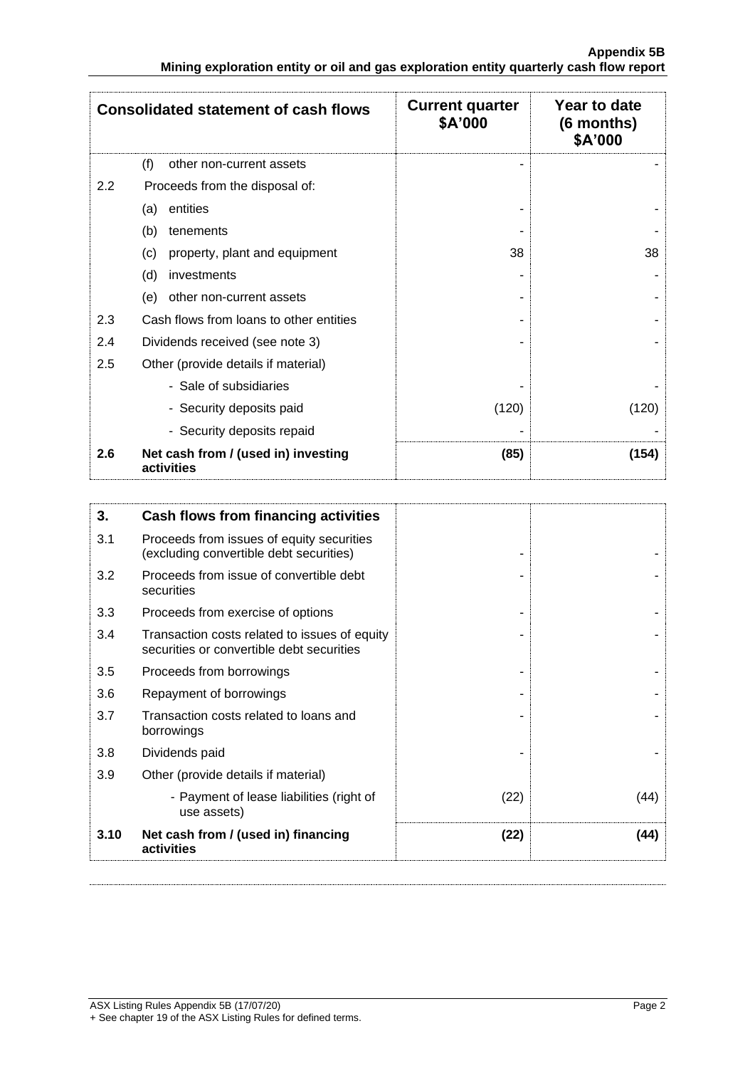| Consolidated statement of cash flows | | Current quarter $A'000 | Year to date (6 months) $A'000 |
|---|---|---|---|
| | (f) other non-current assets | - | - |
| 2.2 | Proceeds from the disposal of: | | |
| | (a) entities | - | - |
| | (b) tenements | - | - |
| | (c) property, plant and equipment | 38 | 38 |
| | (d) investments | - | - |
| | (e) other non-current assets | - | - |
| 2.3 | Cash flows from loans to other entities | - | - |
| 2.4 | Dividends received (see note 3) | - | - |
| 2.5 | Other (provide details if material) | | |
| | - Sale of subsidiaries | - | - |
| | - Security deposits paid | (120) | (120) |
| | - Security deposits repaid | - | - |
| **2.6** | **Net cash from / (used in) investing activities** | **(85)** | **(154)** |

| **3.** | **Cash flows from financing activities** | | |
|---|---|---|---|
| 3.1 | Proceeds from issues of equity securities (excluding convertible debt securities) | - | - |
| 3.2 | Proceeds from issue of convertible debt securities | - | - |
| 3.3 | Proceeds from exercise of options | - | - |
| 3.4 | Transaction costs related to issues of equity securities or convertible debt securities | - | - |
| 3.5 | Proceeds from borrowings | - | - |
| 3.6 | Repayment of borrowings | - | - |
| 3.7 | Transaction costs related to loans and borrowings | - | - |
| 3.8 | Dividends paid | - | - |
| 3.9 | Other (provide details if material) | | |
| | - Payment of lease liabilities (right of use assets) | (22) | (44) |
| **3.10** | **Net cash from / (used in) financing activities** | **(22)** | **(44)** |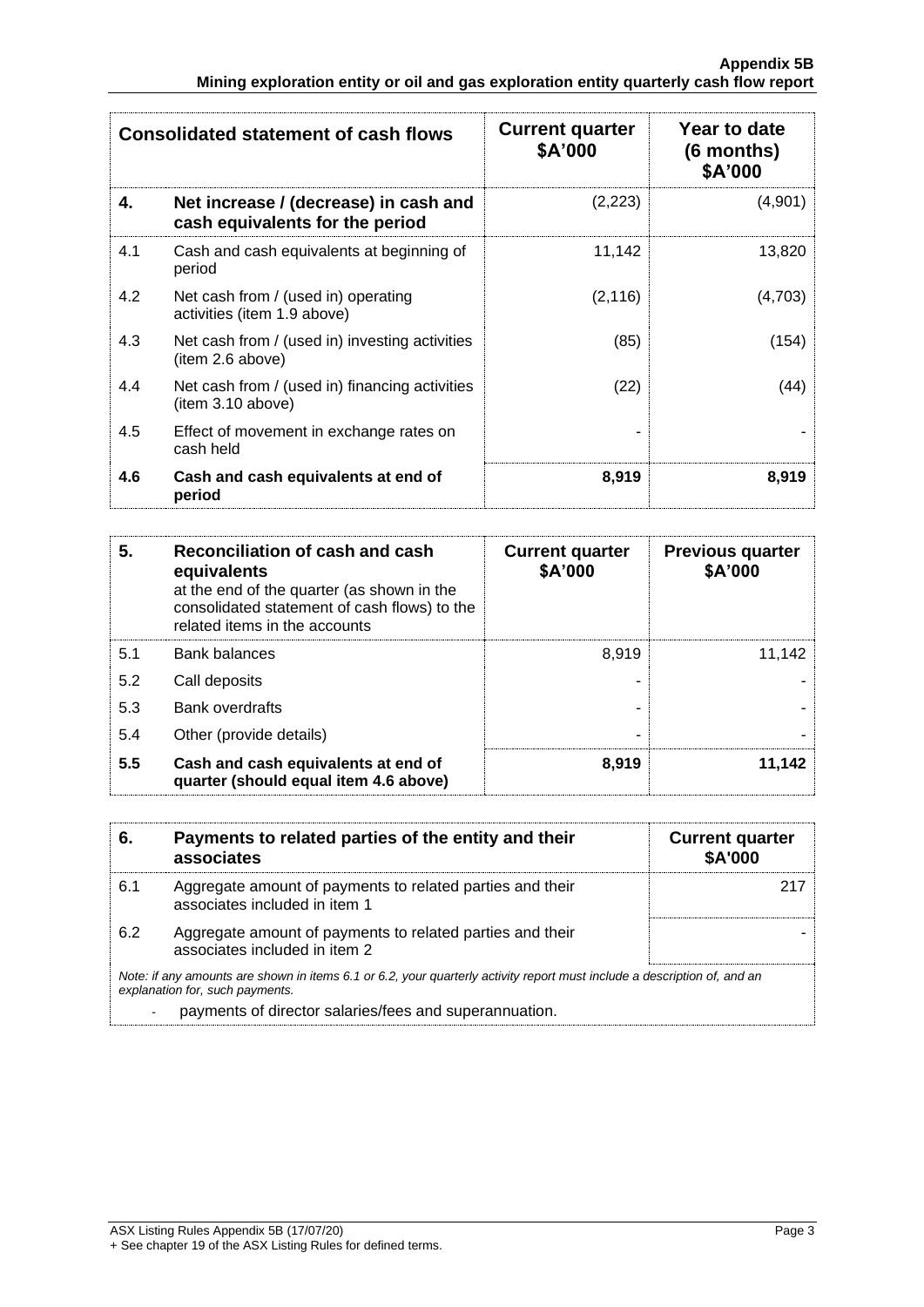| Consolidated statement of cash flows | | Current quarter $A'000 | Year to date (6 months) $A'000 |
|---|---|---|---|
| **4.** | **Net increase / (decrease) in cash and cash equivalents for the period** | (2,223) | (4,901) |
| 4.1 | Cash and cash equivalents at beginning of period | 11,142 | 13,820 |
| 4.2 | Net cash from / (used in) operating activities (item 1.9 above) | (2,116) | (4,703) |
| 4.3 | Net cash from / (used in) investing activities (item 2.6 above) | (85) | (154) |
| 4.4 | Net cash from / (used in) financing activities (item 3.10 above) | (22) | (44) |
| 4.5 | Effect of movement in exchange rates on cash held | - | - |
| **4.6** | **Cash and cash equivalents at end of period** | **8,919** | **8,919** |

| **5.** | **Reconciliation of cash and cash equivalents** at the end of the quarter (as shown in the consolidated statement of cash flows) to the related items in the accounts | **Current quarter $A'000** | **Previous quarter $A'000** |
|---|---|---|---|
| 5.1 | Bank balances | 8,919 | 11,142 |
| 5.2 | Call deposits | - | - |
| 5.3 | Bank overdrafts | - | - |
| 5.4 | Other (provide details) | - | - |
| **5.5** | **Cash and cash equivalents at end of quarter (should equal item 4.6 above)** | **8,919** | **11,142** |

| **6.** | **Payments to related parties of the entity and their associates** | **Current quarter $A'000** |
|---|---|---|
| 6.1 | Aggregate amount of payments to related parties and their associates included in item 1 | 217 |
| 6.2 | Aggregate amount of payments to related parties and their associates included in item 2 | - |

*Note: if any amounts are shown in items 6.1 or 6.2, your quarterly activity report must include a description of, and an explanation for, such payments.*

- payments of director salaries/fees and superannuation.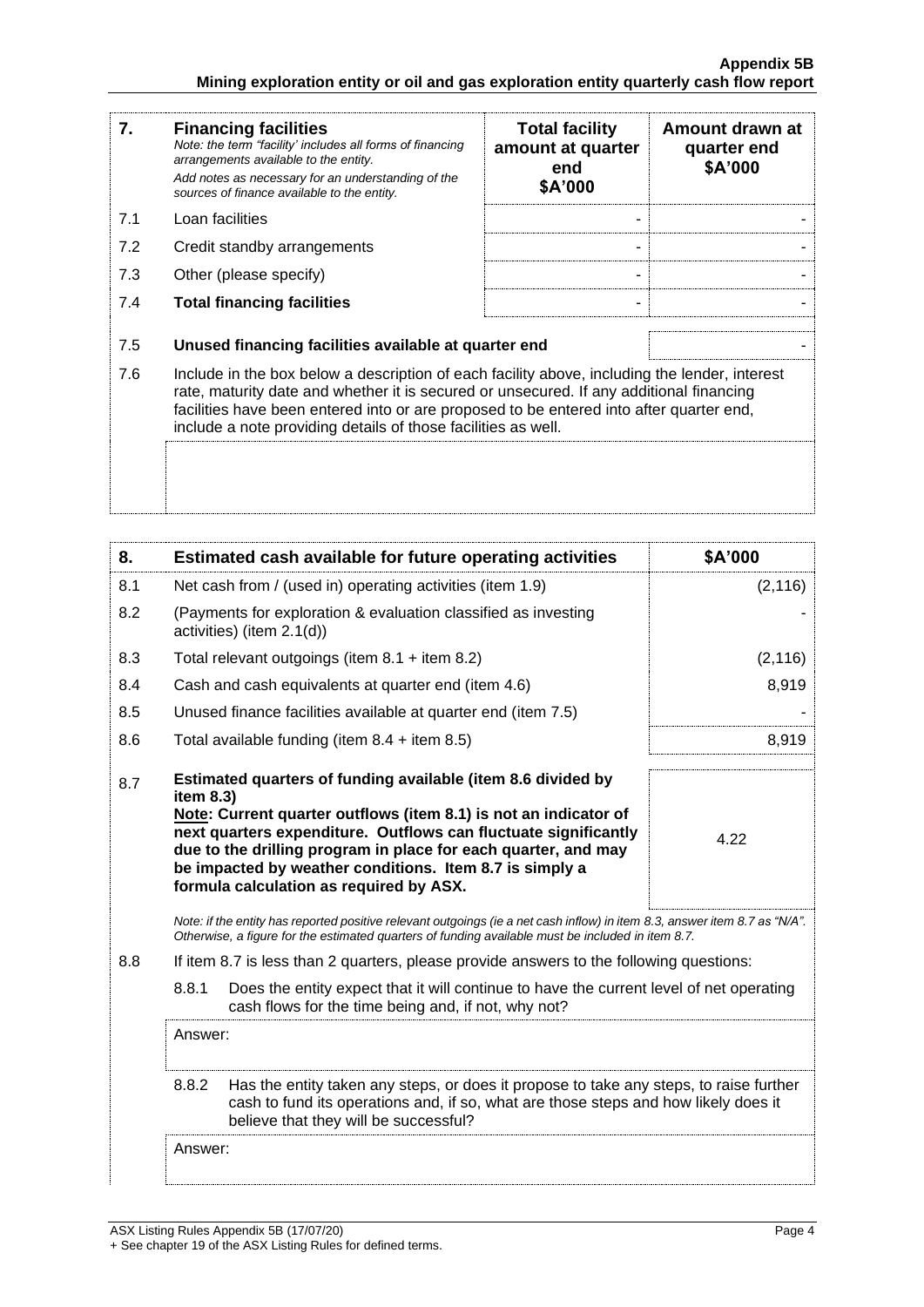| 7. | **Financing facilities**<br>*Note: the term "facility' includes all forms of financing arrangements available to the entity.*<br>*Add notes as necessary for an understanding of the sources of finance available to the entity.* | **Total facility amount at quarter end**<br>**\$A'000** | **Amount drawn at quarter end**<br>**\$A'000** |
|---|---|---|---|
| 7.1 | Loan facilities | - | - |
| 7.2 | Credit standby arrangements | - | - |
| 7.3 | Other (please specify) | - | - |
| 7.4 | **Total financing facilities** | - | - |
| 7.5 | **Unused financing facilities available at quarter end** | | - |
| 7.6 | Include in the box below a description of each facility above, including the lender, interest rate, maturity date and whether it is secured or unsecured. If any additional financing facilities have been entered into or are proposed to be entered into after quarter end, include a note providing details of those facilities as well. | | |

| 8. | **Estimated cash available for future operating activities** | **\$A'000** |
|---|---|---|
| 8.1 | Net cash from / (used in) operating activities (item 1.9) | (2,116) |
| 8.2 | (Payments for exploration & evaluation classified as investing activities) (item 2.1(d)) | - |
| 8.3 | Total relevant outgoings (item 8.1 + item 8.2) | (2,116) |
| 8.4 | Cash and cash equivalents at quarter end (item 4.6) | 8,919 |
| 8.5 | Unused finance facilities available at quarter end (item 7.5) | - |
| 8.6 | Total available funding (item 8.4 + item 8.5) | 8,919 |
| 8.7 | **Estimated quarters of funding available (item 8.6 divided by item 8.3)**<br>**Note: Current quarter outflows (item 8.1) is not an indicator of next quarters expenditure. Outflows can fluctuate significantly due to the drilling program in place for each quarter, and may be impacted by weather conditions. Item 8.7 is simply a formula calculation as required by ASX.** | 4.22 |

*Note: if the entity has reported positive relevant outgoings (ie a net cash inflow) in item 8.3, answer item 8.7 as "N/A". Otherwise, a figure for the estimated quarters of funding available must be included in item 8.7.*

8.8 If item 8.7 is less than 2 quarters, please provide answers to the following questions:

8.8.1 Does the entity expect that it will continue to have the current level of net operating cash flows for the time being and, if not, why not?

Answer:

8.8.2 Has the entity taken any steps, or does it propose to take any steps, to raise further cash to fund its operations and, if so, what are those steps and how likely does it believe that they will be successful?

Answer: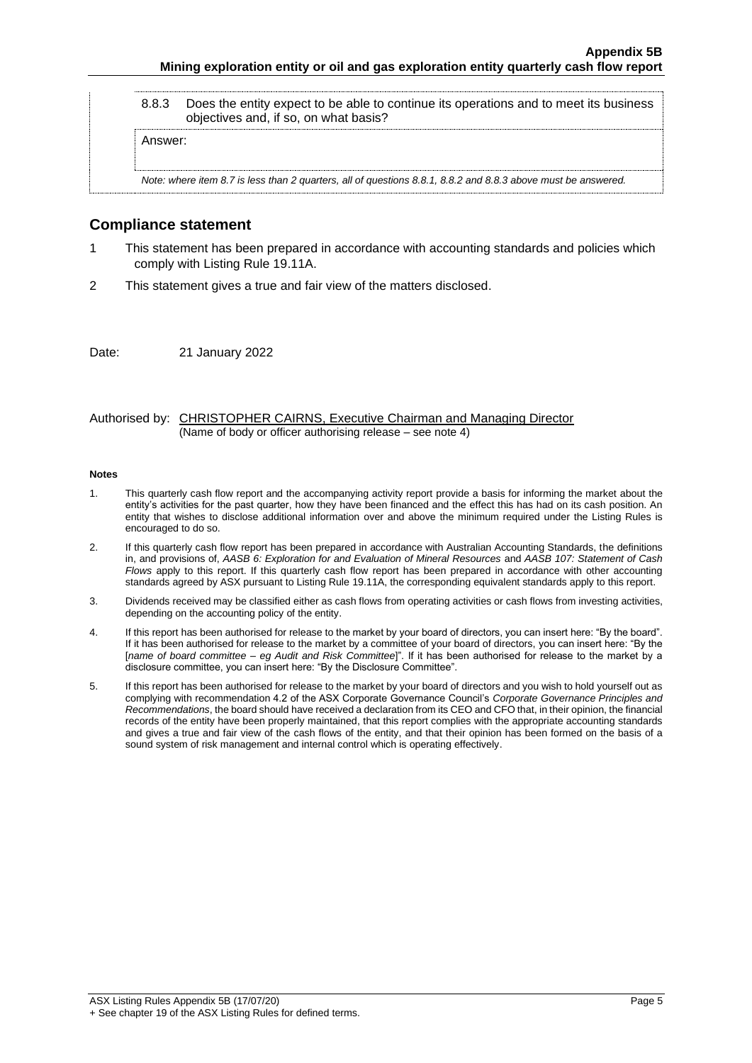| | |
|---|---|
| 8.8.3 | Does the entity expect to be able to continue its operations and to meet its business objectives and, if so, on what basis? |
| Answer: | |
| *Note: where item 8.7 is less than 2 quarters, all of questions 8.8.1, 8.8.2 and 8.8.3 above must be answered.* | |

## Compliance statement

1. This statement has been prepared in accordance with accounting standards and policies which comply with Listing Rule 19.11A.
2. This statement gives a true and fair view of the matters disclosed.

Date: 21 January 2022

Authorised by: CHRISTOPHER CAIRNS, Executive Chairman and Managing Director
(Name of body or officer authorising release – see note 4)

**Notes**

1. This quarterly cash flow report and the accompanying activity report provide a basis for informing the market about the entity's activities for the past quarter, how they have been financed and the effect this has had on its cash position. An entity that wishes to disclose additional information over and above the minimum required under the Listing Rules is encouraged to do so.
2. If this quarterly cash flow report has been prepared in accordance with Australian Accounting Standards, the definitions in, and provisions of, *AASB 6: Exploration for and Evaluation of Mineral Resources* and *AASB 107: Statement of Cash Flows* apply to this report. If this quarterly cash flow report has been prepared in accordance with other accounting standards agreed by ASX pursuant to Listing Rule 19.11A, the corresponding equivalent standards apply to this report.
3. Dividends received may be classified either as cash flows from operating activities or cash flows from investing activities, depending on the accounting policy of the entity.
4. If this report has been authorised for release to the market by your board of directors, you can insert here: "By the board". If it has been authorised for release to the market by a committee of your board of directors, you can insert here: "By the [*name of board committee – eg Audit and Risk Committee*]". If it has been authorised for release to the market by a disclosure committee, you can insert here: "By the Disclosure Committee".
5. If this report has been authorised for release to the market by your board of directors and you wish to hold yourself out as complying with recommendation 4.2 of the ASX Corporate Governance Council's *Corporate Governance Principles and Recommendations*, the board should have received a declaration from its CEO and CFO that, in their opinion, the financial records of the entity have been properly maintained, that this report complies with the appropriate accounting standards and gives a true and fair view of the cash flows of the entity, and that their opinion has been formed on the basis of a sound system of risk management and internal control which is operating effectively.